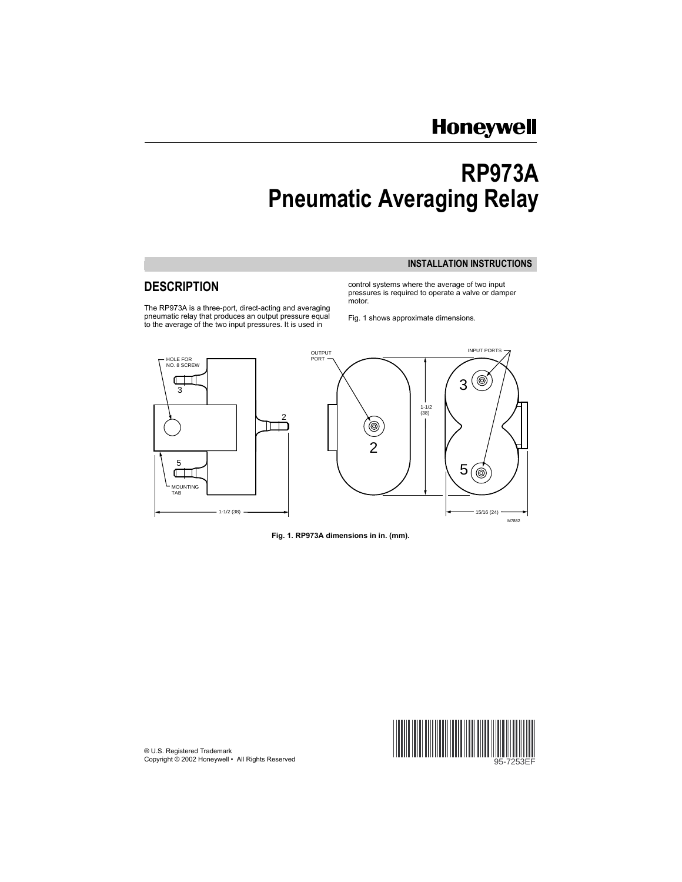Honeywell

# RP973A Pneumatic Averaging Relay

**INSTALLATION INSTRUCTIONS**

## DESCRIPTION

The RP973A is a three-port, direct-acting and averaging pneumatic relay that produces an output pressure equal to the average of the two input pressures. It is used in control systems where the average of two input pressures is required to operate a valve or damper motor.

Fig. 1 shows approximate dimensions.

**Fig. 1. RP973A dimensions in in. (mm).**

® U.S. Registered Trademark
Copyright © 2002 Honeywell • All Rights Reserved

95-7253EF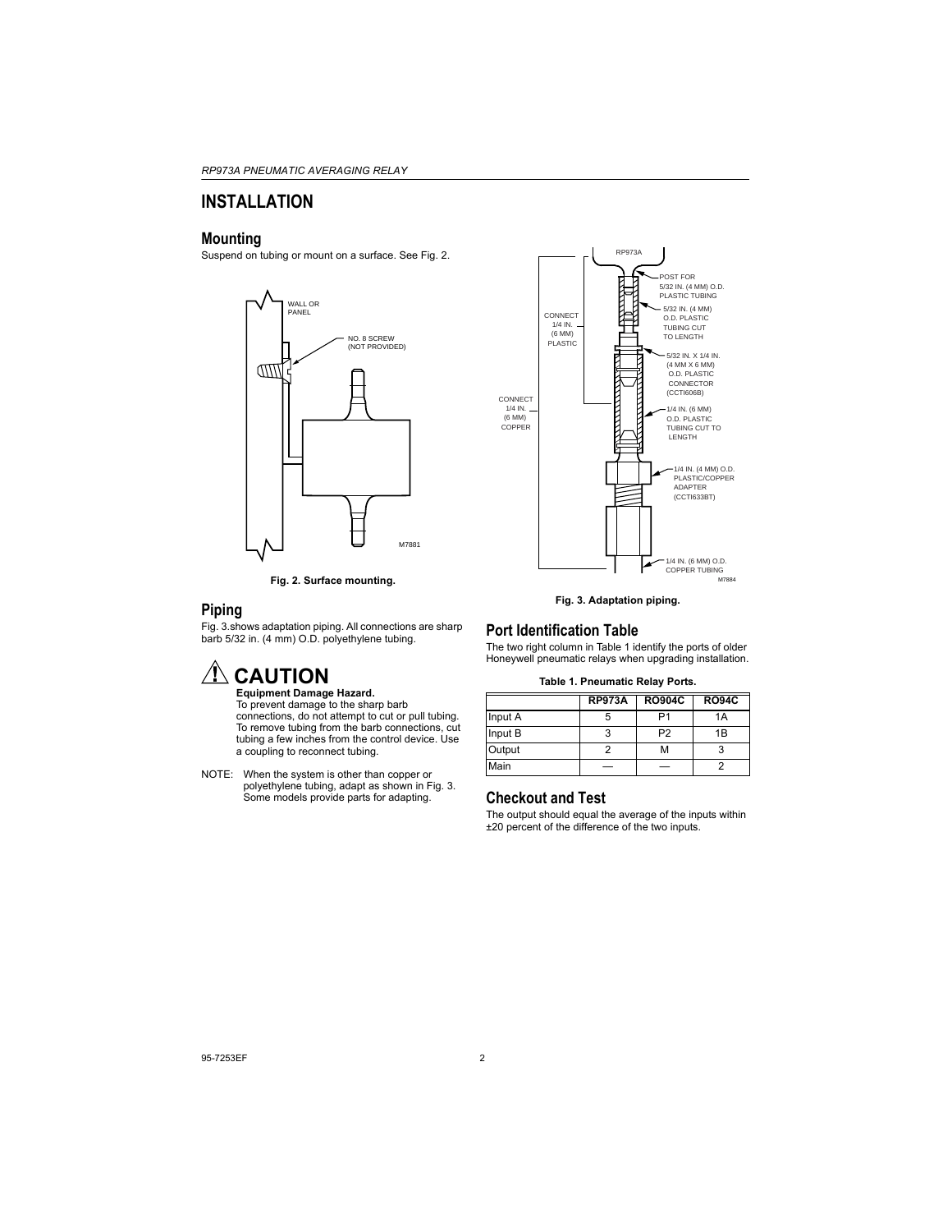# INSTALLATION

## Mounting

Suspend on tubing or mount on a surface. See Fig. 2.

Fig. 2. Surface mounting.

## Piping

Fig. 3.shows adaptation piping. All connections are sharp barb 5/32 in. (4 mm) O.D. polyethylene tubing.

## ⚠ CAUTION

**Equipment Damage Hazard.**
To prevent damage to the sharp barb connections, do not attempt to cut or pull tubing. To remove tubing from the barb connections, cut tubing a few inches from the control device. Use a coupling to reconnect tubing.

NOTE: When the system is other than copper or polyethylene tubing, adapt as shown in Fig. 3. Some models provide parts for adapting.

Fig. 3. Adaptation piping.

## Port Identification Table

The two right column in Table 1 identify the ports of older Honeywell pneumatic relays when upgrading installation.

**Table 1. Pneumatic Relay Ports.**

| | RP973A | RO904C | RO94C |
|---|---|---|---|
| Input A | 5 | P1 | 1A |
| Input B | 3 | P2 | 1B |
| Output | 2 | M | 3 |
| Main | — | — | 2 |

## Checkout and Test

The output should equal the average of the inputs within ±20 percent of the difference of the two inputs.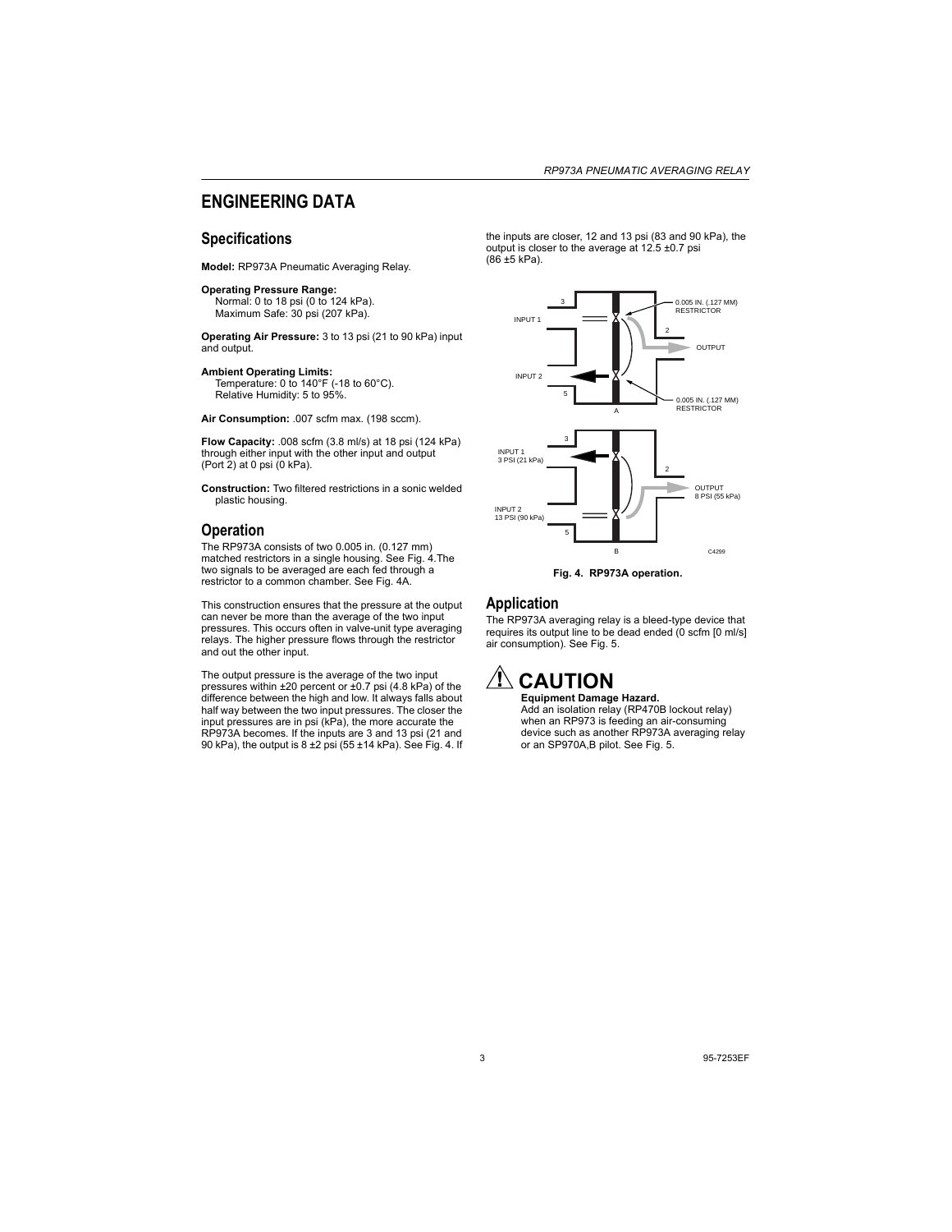# ENGINEERING DATA

## Specifications

**Model:** RP973A Pneumatic Averaging Relay.

**Operating Pressure Range:**
Normal: 0 to 18 psi (0 to 124 kPa).
Maximum Safe: 30 psi (207 kPa).

**Operating Air Pressure:** 3 to 13 psi (21 to 90 kPa) input and output.

**Ambient Operating Limits:**
Temperature: 0 to 140°F (-18 to 60°C).
Relative Humidity: 5 to 95%.

**Air Consumption:** .007 scfm max. (198 sccm).

**Flow Capacity:** .008 scfm (3.8 ml/s) at 18 psi (124 kPa) through either input with the other input and output (Port 2) at 0 psi (0 kPa).

**Construction:** Two filtered restrictions in a sonic welded plastic housing.

## Operation

The RP973A consists of two 0.005 in. (0.127 mm) matched restrictors in a single housing. See Fig. 4.The two signals to be averaged are each fed through a restrictor to a common chamber. See Fig. 4A.

This construction ensures that the pressure at the output can never be more than the average of the two input pressures. This occurs often in valve-unit type averaging relays. The higher pressure flows through the restrictor and out the other input.

The output pressure is the average of the two input pressures within ±20 percent or ±0.7 psi (4.8 kPa) of the difference between the high and low. It always falls about half way between the two input pressures. The closer the input pressures are in psi (kPa), the more accurate the RP973A becomes. If the inputs are 3 and 13 psi (21 and 90 kPa), the output is 8 ±2 psi (55 ±14 kPa). See Fig. 4. If the inputs are closer, 12 and 13 psi (83 and 90 kPa), the output is closer to the average at 12.5 ±0.7 psi (86 ±5 kPa).

**Fig. 4. RP973A operation.**

## Application

The RP973A averaging relay is a bleed-type device that requires its output line to be dead ended (0 scfm [0 ml/s] air consumption). See Fig. 5.

**CAUTION**

**Equipment Damage Hazard.**
Add an isolation relay (RP470B lockout relay) when an RP973 is feeding an air-consuming device such as another RP973A averaging relay or an SP970A,B pilot. See Fig. 5.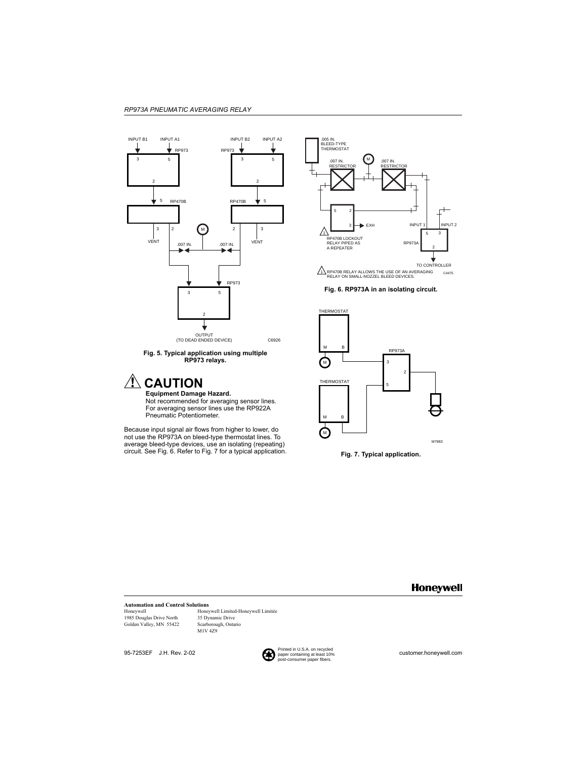Fig. 5. Typical application using multiple RP973 relays.

Fig. 6. RP973A in an isolating circuit.

## ⚠ CAUTION

**Equipment Damage Hazard.**
Not recommended for averaging sensor lines. For averaging sensor lines use the RP922A Pneumatic Potentiometer.

Because input signal air flows from higher to lower, do not use the RP973A on bleed-type thermostat lines. To average bleed-type devices, use an isolating (repeating) circuit. See Fig. 6. Refer to Fig. 7 for a typical application.

Fig. 7. Typical application.

**Automation and Control Solutions**

Honeywell
1985 Douglas Drive North
Golden Valley, MN 55422

Honeywell Limited-Honeywell Limitée
35 Dynamic Drive
Scarborough, Ontario
M1V 4Z9

95-7253EF J.H. Rev. 2-02

Printed in U.S.A. on recycled paper containing at least 10% post-consumer paper fibers.

customer.honeywell.com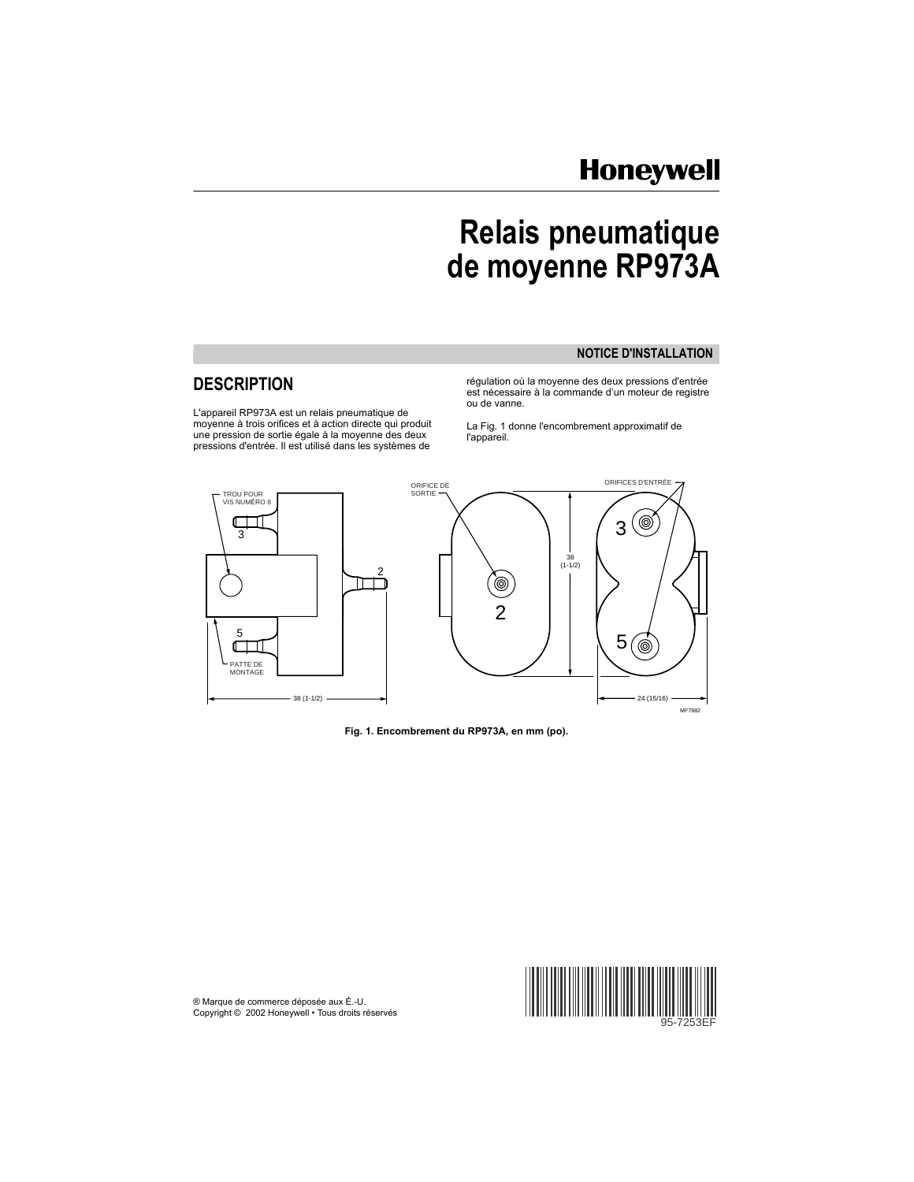**Honeywell**

# Relais pneumatique de moyenne RP973A

NOTICE D'INSTALLATION

## DESCRIPTION

L'appareil RP973A est un relais pneumatique de moyenne à trois orifices et à action directe qui produit une pression de sortie égale à la moyenne des deux pressions d'entrée. Il est utilisé dans les systèmes de régulation où la moyenne des deux pressions d'entrée est nécessaire à la commande d'un moteur de registre ou de vanne.

La Fig. 1 donne l'encombrement approximatif de l'appareil.

TROU POUR VIS NUMÉRO 8

PATTE DE MONTAGE

ORIFICE DE SORTIE

ORIFICES D'ENTRÉE

38 (1-1/2)

24 (15/16)

MF7882

**Fig. 1. Encombrement du RP973A, en mm (po).**

® Marque de commerce déposée aux É.-U.
Copyright © 2002 Honeywell • Tous droits réservés

95-7253EF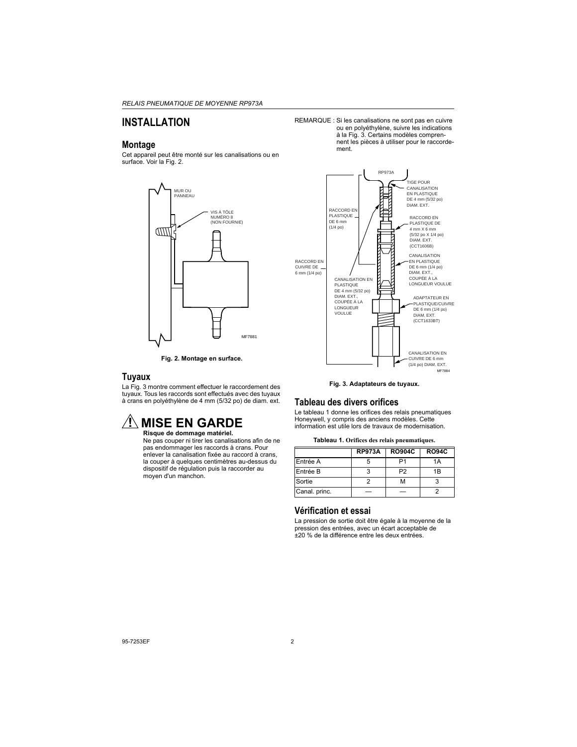# INSTALLATION

## Montage

Cet appareil peut être monté sur les canalisations ou en surface. Voir la Fig. 2.

**Fig. 2. Montage en surface.**

## Tuyaux

La Fig. 3 montre comment effectuer le raccordement des tuyaux. Tous les raccords sont effectués avec des tuyaux à crans en polyéthylène de 4 mm (5/32 po) de diam. ext.

## ⚠ MISE EN GARDE

**Risque de dommage matériel.**

Ne pas couper ni tirer les canalisations afin de ne pas endommager les raccords à crans. Pour enlever la canalisation fixée au raccord à crans, la couper à quelques centimètres au-dessus du dispositif de régulation puis la raccorder au moyen d'un manchon.

REMARQUE : Si les canalisations ne sont pas en cuivre ou en polyéthylène, suivre les indications à la Fig. 3. Certains modèles comprennent les pièces à utiliser pour le raccordement.

**Fig. 3. Adaptateurs de tuyaux.**

## Tableau des divers orifices

Le tableau 1 donne les orifices des relais pneumatiques Honeywell, y compris des anciens modèles. Cette information est utile lors de travaux de modernisation.

**Tableau 1. Orifices des relais pneumatiques.**

| | RP973A | RO904C | RO94C |
|---|---|---|---|
| Entrée A | 5 | P1 | 1A |
| Entrée B | 3 | P2 | 1B |
| Sortie | 2 | M | 3 |
| Canal. princ. | — | — | 2 |

## Vérification et essai

La pression de sortie doit être égale à la moyenne de la pression des entrées, avec un écart acceptable de ±20 % de la différence entre les deux entrées.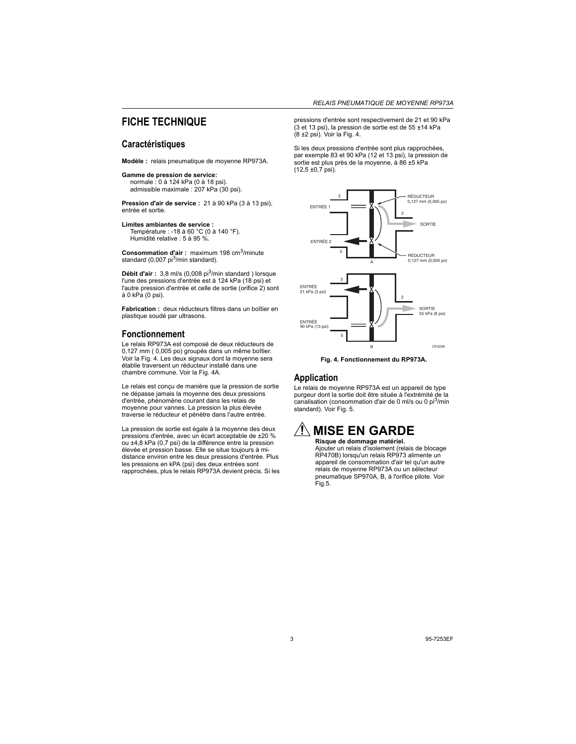# FICHE TECHNIQUE

## Caractéristiques

**Modèle :** relais pneumatique de moyenne RP973A.

**Gamme de pression de service:**
normale : 0 à 124 kPa (0 à 18 psi).
admissible maximale : 207 kPa (30 psi).

**Pression d'air de service :** 21 à 90 kPa (3 à 13 psi), entrée et sortie.

**Limites ambiantes de service :**
Température : -18 à 60 °C (0 à 140 °F).
Humidité relative : 5 à 95 %.

**Consommation d'air :** maximum 198 $cm^3$/minute standard (0,007 $pi^3$/min standard).

**Débit d'air :** 3,8 ml/s (0,008 $pi^3$/min standard ) lorsque l'une des pressions d'entrée est à 124 kPa (18 psi) et l'autre pression d'entrée et celle de sortie (orifice 2) sont à 0 kPa (0 psi).

**Fabrication :** deux réducteurs filtres dans un boîtier en plastique soudé par ultrasons.

## Fonctionnement

Le relais RP973A est composé de deux réducteurs de 0,127 mm ( 0,005 po) groupés dans un même boîtier. Voir la Fig. 4. Les deux signaux dont la moyenne sera établie traversent un réducteur installé dans une chambre commune. Voir la Fig. 4A.

Le relais est conçu de manière que la pression de sortie ne dépasse jamais la moyenne des deux pressions d'entrée, phénomène courant dans les relais de moyenne pour vannes. La pression la plus élevée traverse le réducteur et pénètre dans l'autre entrée.

La pression de sortie est égale à la moyenne des deux pressions d'entrée, avec un écart acceptable de ±20 % ou ±4,8 kPa (0,7 psi) de la différence entre la pression élevée et pression basse. Elle se situe toujours à mi-distance environ entre les deux pressions d'entrée. Plus les pressions en kPA (psi) des deux entrées sont rapprochées, plus le relais RP973A devient précis. Si les pressions d'entrée sont respectivement de 21 et 90 kPa (3 et 13 psi), la pression de sortie est de 55 ±14 kPa (8 ±2 psi). Voir la Fig. 4.

Si les deux pressions d'entrée sont plus rapprochées, par exemple 83 et 90 kPa (12 et 13 psi), la pression de sortie est plus près de la moyenne, à 86 ±5 kPa (12,5 ±0,7 psi).

Fig. 4. Fonctionnement du RP973A.

## Application

Le relais de moyenne RP973A est un appareil de type purgeur dont la sortie doit être située à l'extrémité de la canalisation (consommation d'air de 0 ml/s ou 0 $pi^3$/min standard). Voir Fig. 5.

## ⚠ MISE EN GARDE

**Risque de dommage matériel.**
Ajouter un relais d'isolement (relais de blocage RP470B) lorsqu'un relais RP973 alimente un appareil de consommation d'air tel qu'un autre relais de moyenne RP973A ou un sélecteur pneumatique SP970A, B, à l'orifice pilote. Voir Fig.5.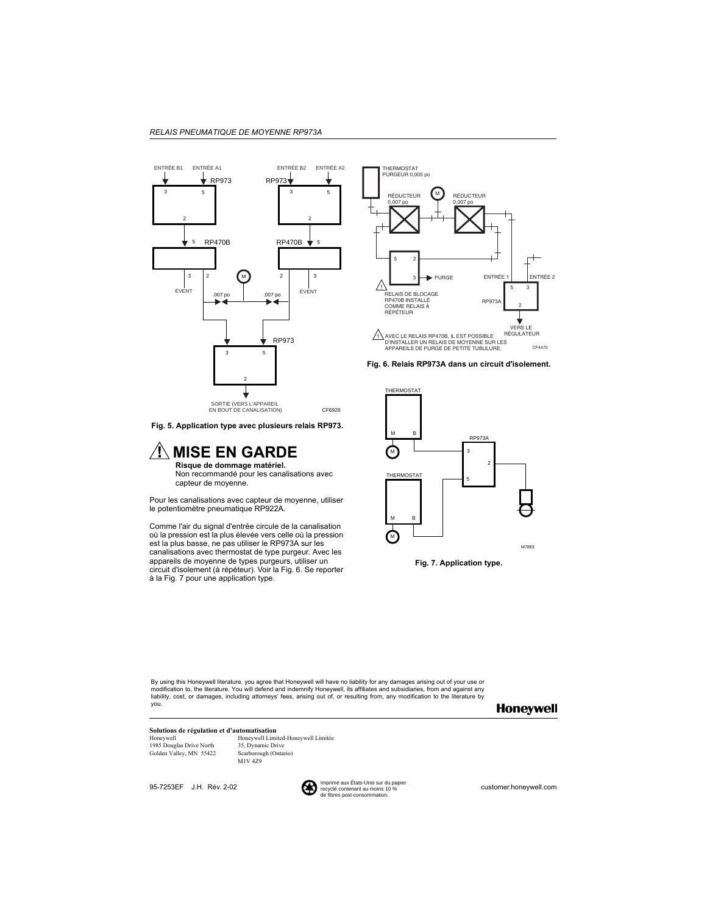ENTRÉE B1 ENTRÉE A1
RP973
3 5
2
5 RP470B
3 2
ÉVENT
.007 po

ENTRÉE B2 ENTRÉE A2
RP973
3 5
2
RP470B 5
2 3
ÉVENT
.007 po

M

RP973
3 5
2
SORTIE (VERS L'APPAREIL EN BOUT DE CANALISATION)
CF6926

**Fig. 5. Application type avec plusieurs relais RP973.**

## ⚠ MISE EN GARDE

**Risque de dommage matériel.**
Non recommandé pour les canalisations avec capteur de moyenne.

Pour les canalisations avec capteur de moyenne, utiliser le potentiomètre pneumatique RP922A.

Comme l'air du signal d'entrée circule de la canalisation où la pression est la plus élevée vers celle où la pression est la plus basse, ne pas utiliser le RP973A sur les canalisations avec thermostat de type purgeur. Avec les appareils de moyenne de types purgeurs, utiliser un circuit d'isolement (à répéteur). Voir la Fig. 6. Se reporter à la Fig. 7 pour une application type.

THERMOSTAT PURGEUR 0,005 po
RÉDUCTEUR 0,007 po
M
RÉDUCTEUR 0,007 po
5 2
3 PURGE
RELAIS DE BLOCAGE RP470B INSTALLÉ COMME RELAIS À RÉPÉTEUR
ENTRÉE 1 ENTRÉE 2
5 3
RP973A
2
VERS LE RÉGULATEUR
1 AVEC LE RELAIS RP470B, IL EST POSSIBLE D'INSTALLER UN RELAIS DE MOYENNE SUR LES APPAREILS DE PURGE DE PETITE TUBULURE.
CF4475

**Fig. 6. Relais RP973A dans un circuit d'isolement.**

THERMOSTAT
M B
M
THERMOSTAT
M B
M
RP973A
3
2
5
M7883

**Fig. 7. Application type.**

By using this Honeywell literature, you agree that Honeywell will have no liability for any damages arising out of your use or modification to, the literature. You will defend and indemnify Honeywell, its affiliates and subsidiaries, from and against any liability, cost, or damages, including attorneys' fees, arising out of, or resulting from, any modification to the literature by you.

**Honeywell**

**Solutions de régulation et d'automatisation**

Honeywell
1985 Douglas Drive North
Golden Valley, MN 55422

Honeywell Limited-Honeywell Limitée
35, Dynamic Drive
Scarborough (Ontario)
M1V 4Z9

95-7253EF J.H. Rév. 2-02

Imprimé aux États-Unis sur du papier recyclé contenant au moins 10 % de fibres post-consommation.

customer.honeywell.com